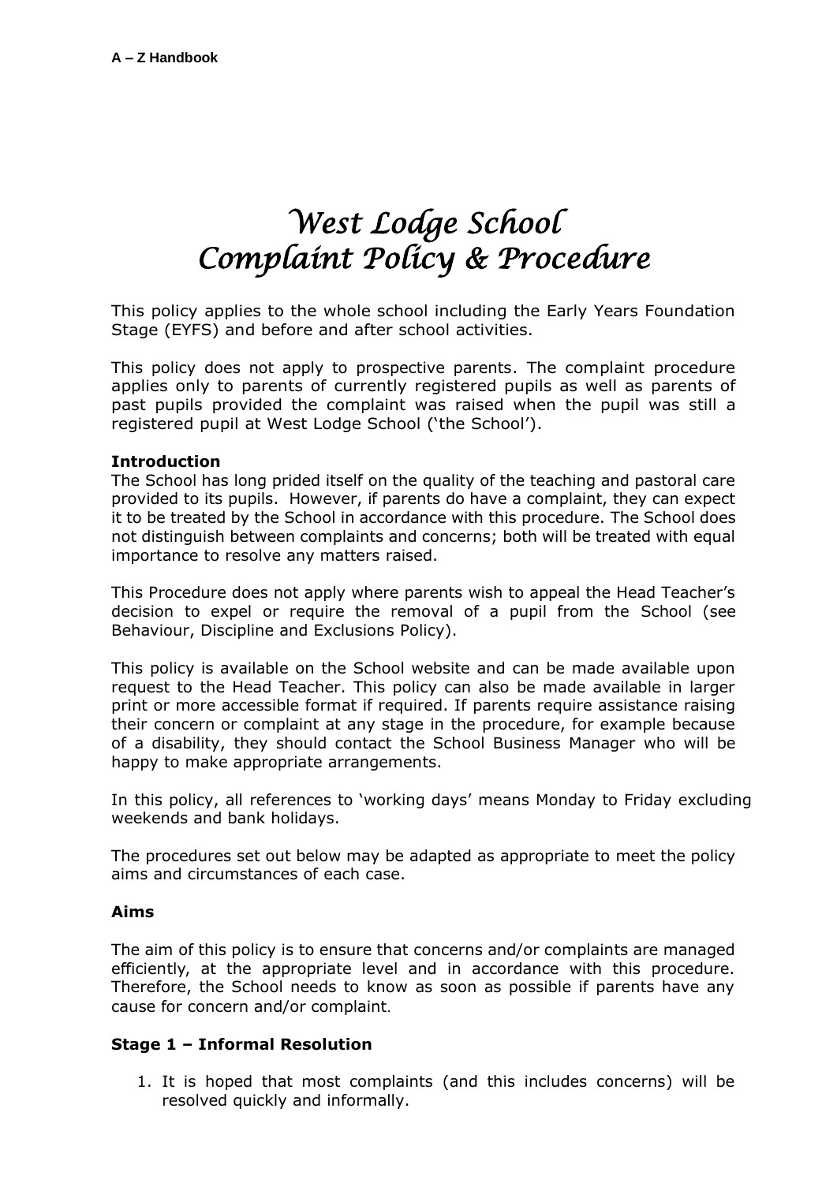# West Lodge School
# Complaint Policy & Procedure

This policy applies to the whole school including the Early Years Foundation Stage (EYFS) and before and after school activities.

This policy does not apply to prospective parents. The complaint procedure applies only to parents of currently registered pupils as well as parents of past pupils provided the complaint was raised when the pupil was still a registered pupil at West Lodge School ('the School').

**Introduction**

The School has long prided itself on the quality of the teaching and pastoral care provided to its pupils. However, if parents do have a complaint, they can expect it to be treated by the School in accordance with this procedure. The School does not distinguish between complaints and concerns; both will be treated with equal importance to resolve any matters raised.

This Procedure does not apply where parents wish to appeal the Head Teacher's decision to expel or require the removal of a pupil from the School (see Behaviour, Discipline and Exclusions Policy).

This policy is available on the School website and can be made available upon request to the Head Teacher. This policy can also be made available in larger print or more accessible format if required. If parents require assistance raising their concern or complaint at any stage in the procedure, for example because of a disability, they should contact the School Business Manager who will be happy to make appropriate arrangements.

In this policy, all references to 'working days' means Monday to Friday excluding weekends and bank holidays.

The procedures set out below may be adapted as appropriate to meet the policy aims and circumstances of each case.

**Aims**

The aim of this policy is to ensure that concerns and/or complaints are managed efficiently, at the appropriate level and in accordance with this procedure. Therefore, the School needs to know as soon as possible if parents have any cause for concern and/or complaint.

**Stage 1 – Informal Resolution**

1. It is hoped that most complaints (and this includes concerns) will be resolved quickly and informally.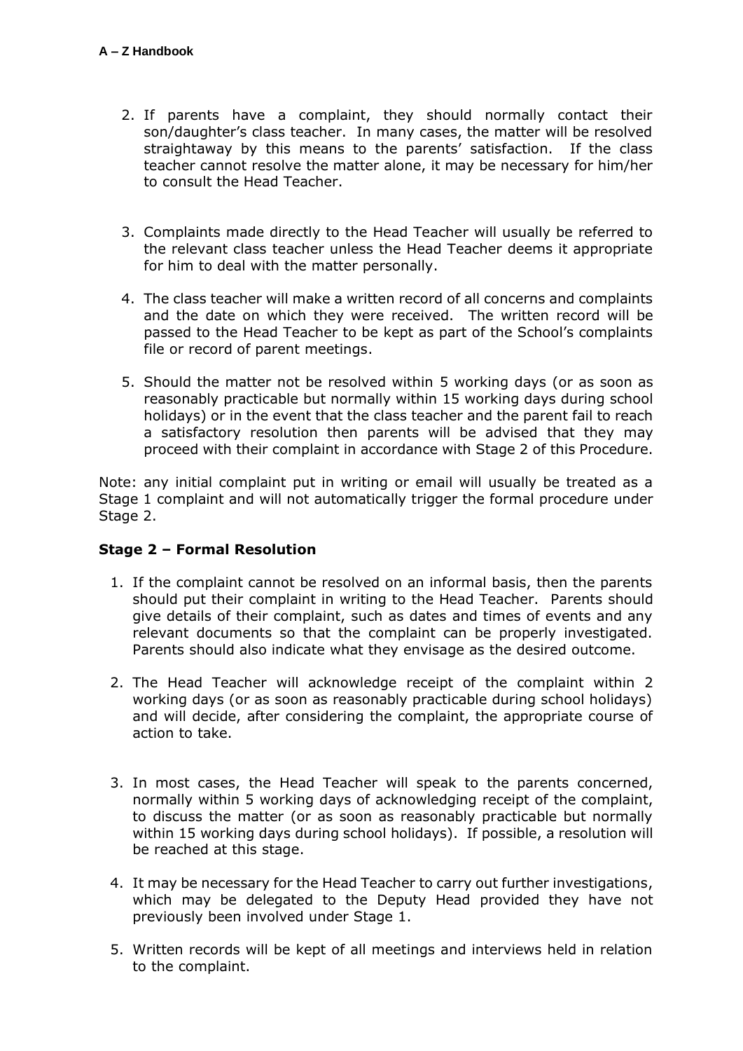2. If parents have a complaint, they should normally contact their son/daughter's class teacher. In many cases, the matter will be resolved straightaway by this means to the parents' satisfaction. If the class teacher cannot resolve the matter alone, it may be necessary for him/her to consult the Head Teacher.

3. Complaints made directly to the Head Teacher will usually be referred to the relevant class teacher unless the Head Teacher deems it appropriate for him to deal with the matter personally.

4. The class teacher will make a written record of all concerns and complaints and the date on which they were received. The written record will be passed to the Head Teacher to be kept as part of the School's complaints file or record of parent meetings.

5. Should the matter not be resolved within 5 working days (or as soon as reasonably practicable but normally within 15 working days during school holidays) or in the event that the class teacher and the parent fail to reach a satisfactory resolution then parents will be advised that they may proceed with their complaint in accordance with Stage 2 of this Procedure.

Note: any initial complaint put in writing or email will usually be treated as a Stage 1 complaint and will not automatically trigger the formal procedure under Stage 2.

### Stage 2 – Formal Resolution

1. If the complaint cannot be resolved on an informal basis, then the parents should put their complaint in writing to the Head Teacher. Parents should give details of their complaint, such as dates and times of events and any relevant documents so that the complaint can be properly investigated. Parents should also indicate what they envisage as the desired outcome.

2. The Head Teacher will acknowledge receipt of the complaint within 2 working days (or as soon as reasonably practicable during school holidays) and will decide, after considering the complaint, the appropriate course of action to take.

3. In most cases, the Head Teacher will speak to the parents concerned, normally within 5 working days of acknowledging receipt of the complaint, to discuss the matter (or as soon as reasonably practicable but normally within 15 working days during school holidays). If possible, a resolution will be reached at this stage.

4. It may be necessary for the Head Teacher to carry out further investigations, which may be delegated to the Deputy Head provided they have not previously been involved under Stage 1.

5. Written records will be kept of all meetings and interviews held in relation to the complaint.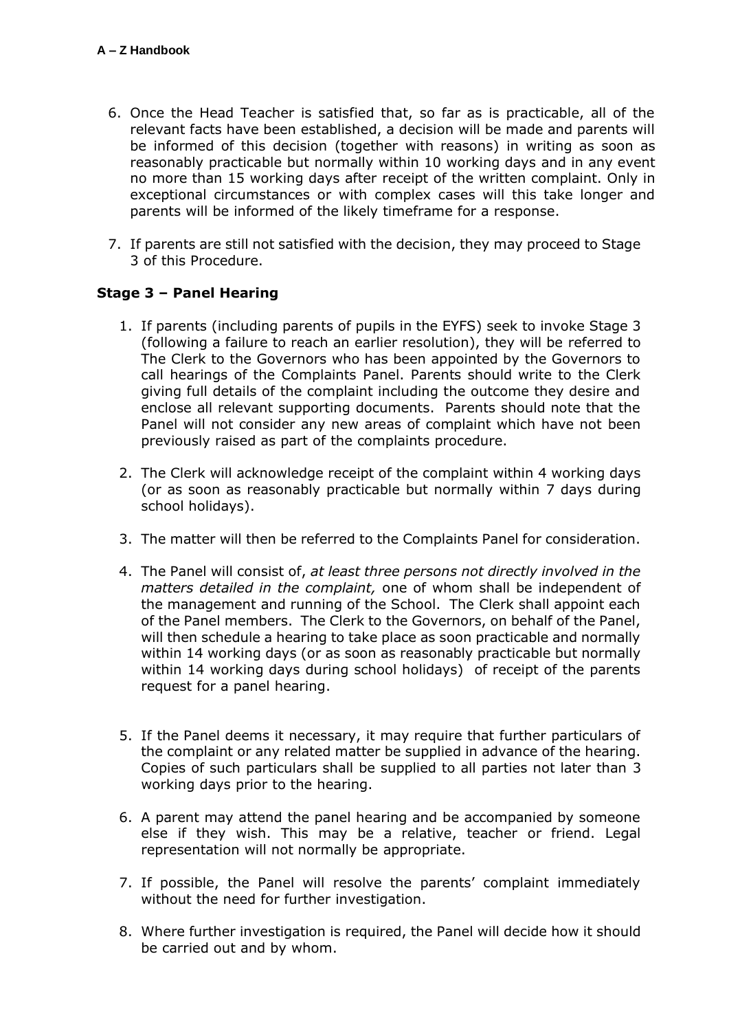6. Once the Head Teacher is satisfied that, so far as is practicable, all of the relevant facts have been established, a decision will be made and parents will be informed of this decision (together with reasons) in writing as soon as reasonably practicable but normally within 10 working days and in any event no more than 15 working days after receipt of the written complaint. Only in exceptional circumstances or with complex cases will this take longer and parents will be informed of the likely timeframe for a response.

7. If parents are still not satisfied with the decision, they may proceed to Stage 3 of this Procedure.

### Stage 3 – Panel Hearing

1. If parents (including parents of pupils in the EYFS) seek to invoke Stage 3 (following a failure to reach an earlier resolution), they will be referred to The Clerk to the Governors who has been appointed by the Governors to call hearings of the Complaints Panel. Parents should write to the Clerk giving full details of the complaint including the outcome they desire and enclose all relevant supporting documents. Parents should note that the Panel will not consider any new areas of complaint which have not been previously raised as part of the complaints procedure.

2. The Clerk will acknowledge receipt of the complaint within 4 working days (or as soon as reasonably practicable but normally within 7 days during school holidays).

3. The matter will then be referred to the Complaints Panel for consideration.

4. The Panel will consist of, *at least three persons not directly involved in the matters detailed in the complaint,* one of whom shall be independent of the management and running of the School. The Clerk shall appoint each of the Panel members. The Clerk to the Governors, on behalf of the Panel, will then schedule a hearing to take place as soon practicable and normally within 14 working days (or as soon as reasonably practicable but normally within 14 working days during school holidays) of receipt of the parents request for a panel hearing.

5. If the Panel deems it necessary, it may require that further particulars of the complaint or any related matter be supplied in advance of the hearing. Copies of such particulars shall be supplied to all parties not later than 3 working days prior to the hearing.

6. A parent may attend the panel hearing and be accompanied by someone else if they wish. This may be a relative, teacher or friend. Legal representation will not normally be appropriate.

7. If possible, the Panel will resolve the parents' complaint immediately without the need for further investigation.

8. Where further investigation is required, the Panel will decide how it should be carried out and by whom.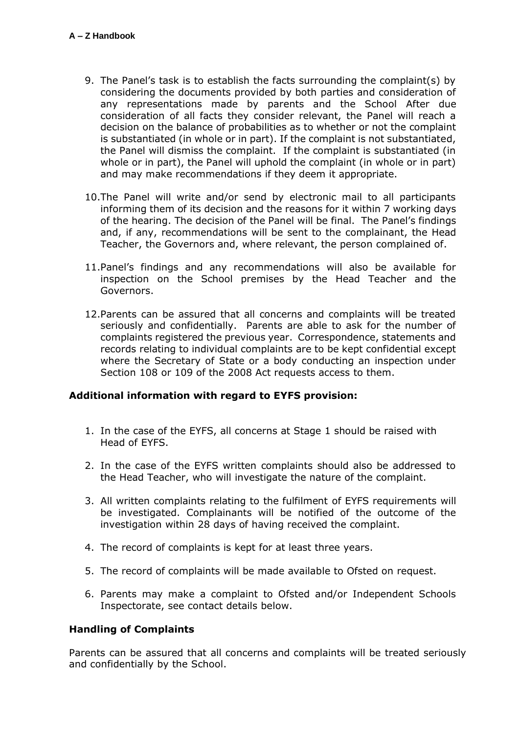9. The Panel's task is to establish the facts surrounding the complaint(s) by considering the documents provided by both parties and consideration of any representations made by parents and the School After due consideration of all facts they consider relevant, the Panel will reach a decision on the balance of probabilities as to whether or not the complaint is substantiated (in whole or in part). If the complaint is not substantiated, the Panel will dismiss the complaint. If the complaint is substantiated (in whole or in part), the Panel will uphold the complaint (in whole or in part) and may make recommendations if they deem it appropriate.

10. The Panel will write and/or send by electronic mail to all participants informing them of its decision and the reasons for it within 7 working days of the hearing. The decision of the Panel will be final. The Panel's findings and, if any, recommendations will be sent to the complainant, the Head Teacher, the Governors and, where relevant, the person complained of.

11. Panel's findings and any recommendations will also be available for inspection on the School premises by the Head Teacher and the Governors.

12. Parents can be assured that all concerns and complaints will be treated seriously and confidentially. Parents are able to ask for the number of complaints registered the previous year. Correspondence, statements and records relating to individual complaints are to be kept confidential except where the Secretary of State or a body conducting an inspection under Section 108 or 109 of the 2008 Act requests access to them.

**Additional information with regard to EYFS provision:**

1. In the case of the EYFS, all concerns at Stage 1 should be raised with Head of EYFS.
2. In the case of the EYFS written complaints should also be addressed to the Head Teacher, who will investigate the nature of the complaint.
3. All written complaints relating to the fulfilment of EYFS requirements will be investigated. Complainants will be notified of the outcome of the investigation within 28 days of having received the complaint.
4. The record of complaints is kept for at least three years.
5. The record of complaints will be made available to Ofsted on request.
6. Parents may make a complaint to Ofsted and/or Independent Schools Inspectorate, see contact details below.

**Handling of Complaints**

Parents can be assured that all concerns and complaints will be treated seriously and confidentially by the School.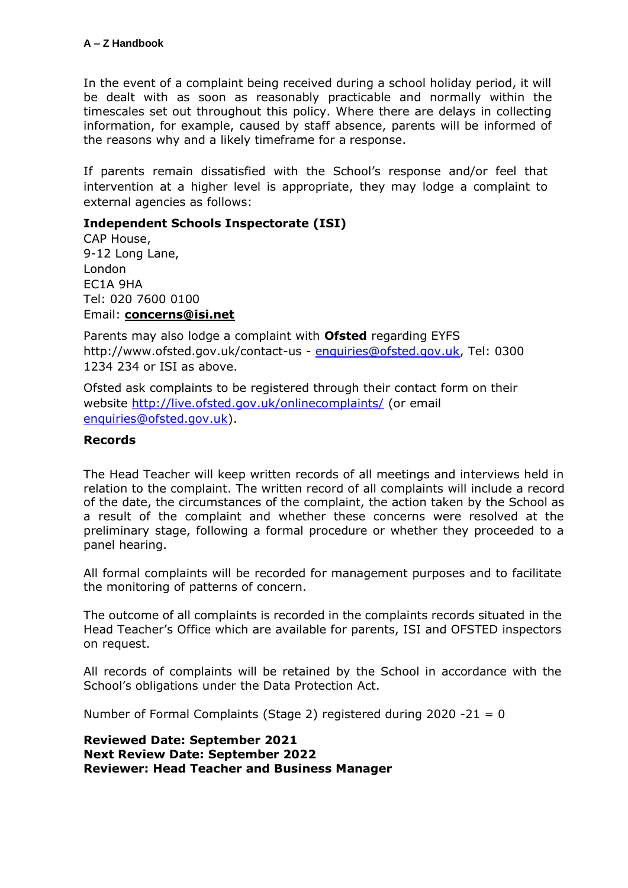In the event of a complaint being received during a school holiday period, it will be dealt with as soon as reasonably practicable and normally within the timescales set out throughout this policy. Where there are delays in collecting information, for example, caused by staff absence, parents will be informed of the reasons why and a likely timeframe for a response.

If parents remain dissatisfied with the School's response and/or feel that intervention at a higher level is appropriate, they may lodge a complaint to external agencies as follows:

**Independent Schools Inspectorate (ISI)**
CAP House,
9-12 Long Lane,
London
EC1A 9HA
Tel: 020 7600 0100
Email: **concerns@isi.net**

Parents may also lodge a complaint with **Ofsted** regarding EYFS http://www.ofsted.gov.uk/contact-us - enquiries@ofsted.gov.uk, Tel: 0300 1234 234 or ISI as above.

Ofsted ask complaints to be registered through their contact form on their website http://live.ofsted.gov.uk/onlinecomplaints/ (or email enquiries@ofsted.gov.uk).

### Records

The Head Teacher will keep written records of all meetings and interviews held in relation to the complaint. The written record of all complaints will include a record of the date, the circumstances of the complaint, the action taken by the School as a result of the complaint and whether these concerns were resolved at the preliminary stage, following a formal procedure or whether they proceeded to a panel hearing.

All formal complaints will be recorded for management purposes and to facilitate the monitoring of patterns of concern.

The outcome of all complaints is recorded in the complaints records situated in the Head Teacher's Office which are available for parents, ISI and OFSTED inspectors on request.

All records of complaints will be retained by the School in accordance with the School's obligations under the Data Protection Act.

Number of Formal Complaints (Stage 2) registered during 2020 -21 = 0

**Reviewed Date: September 2021**
**Next Review Date: September 2022**
**Reviewer: Head Teacher and Business Manager**